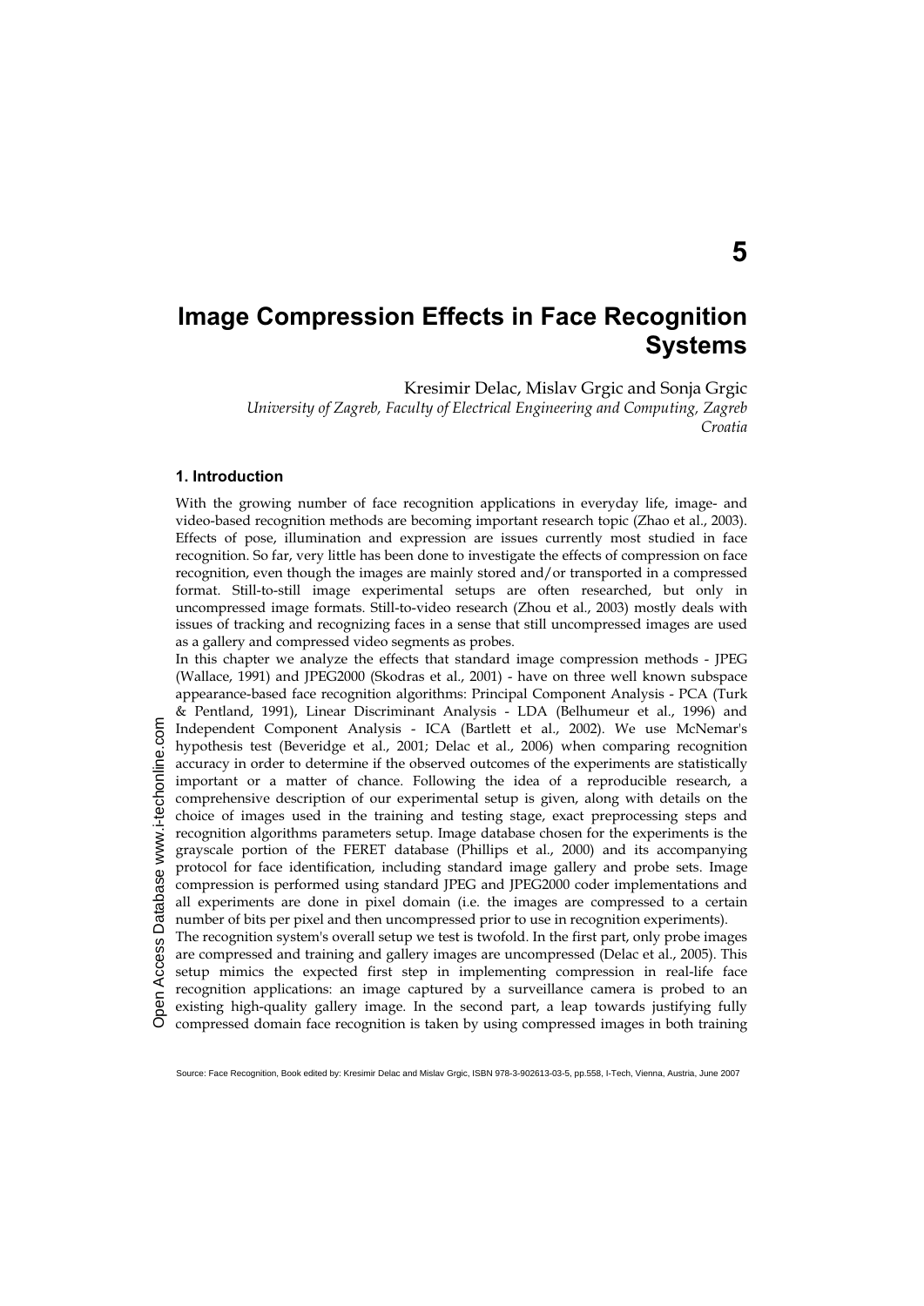# 5

# Image Compression Effects in Face Recognition Systems

Kresimir Delac, Mislav Grgic and Sonja Grgic

*University of Zagreb, Faculty of Electrical Engineering and Computing, Zagreb Croatia*

## 1. Introduction

With the growing number of face recognition applications in everyday life, image- and video-based recognition methods are becoming important research topic (Zhao et al., 2003). Effects of pose, illumination and expression are issues currently most studied in face recognition. So far, very little has been done to investigate the effects of compression on face recognition, even though the images are mainly stored and/or transported in a compressed format. Still-to-still image experimental setups are often researched, but only in uncompressed image formats. Still-to-video research (Zhou et al., 2003) mostly deals with issues of tracking and recognizing faces in a sense that still uncompressed images are used as a gallery and compressed video segments as probes.

In this chapter we analyze the effects that standard image compression methods - JPEG (Wallace, 1991) and JPEG2000 (Skodras et al., 2001) - have on three well known subspace appearance-based face recognition algorithms: Principal Component Analysis - PCA (Turk & Pentland, 1991), Linear Discriminant Analysis - LDA (Belhumeur et al., 1996) and Independent Component Analysis - ICA (Bartlett et al., 2002). We use McNemar's hypothesis test (Beveridge et al., 2001; Delac et al., 2006) when comparing recognition accuracy in order to determine if the observed outcomes of the experiments are statistically important or a matter of chance. Following the idea of a reproducible research, a comprehensive description of our experimental setup is given, along with details on the choice of images used in the training and testing stage, exact preprocessing steps and recognition algorithms parameters setup. Image database chosen for the experiments is the grayscale portion of the FERET database (Phillips et al., 2000) and its accompanying protocol for face identification, including standard image gallery and probe sets. Image compression is performed using standard JPEG and JPEG2000 coder implementations and all experiments are done in pixel domain (i.e. the images are compressed to a certain number of bits per pixel and then uncompressed prior to use in recognition experiments).

The recognition system's overall setup we test is twofold. In the first part, only probe images are compressed and training and gallery images are uncompressed (Delac et al., 2005). This setup mimics the expected first step in implementing compression in real-life face recognition applications: an image captured by a surveillance camera is probed to an existing high-quality gallery image. In the second part, a leap towards justifying fully compressed domain face recognition is taken by using compressed images in both training

Source: Face Recognition, Book edited by: Kresimir Delac and Mislav Grgic, ISBN 978-3-902613-03-5, pp.558, I-Tech, Vienna, Austria, June 2007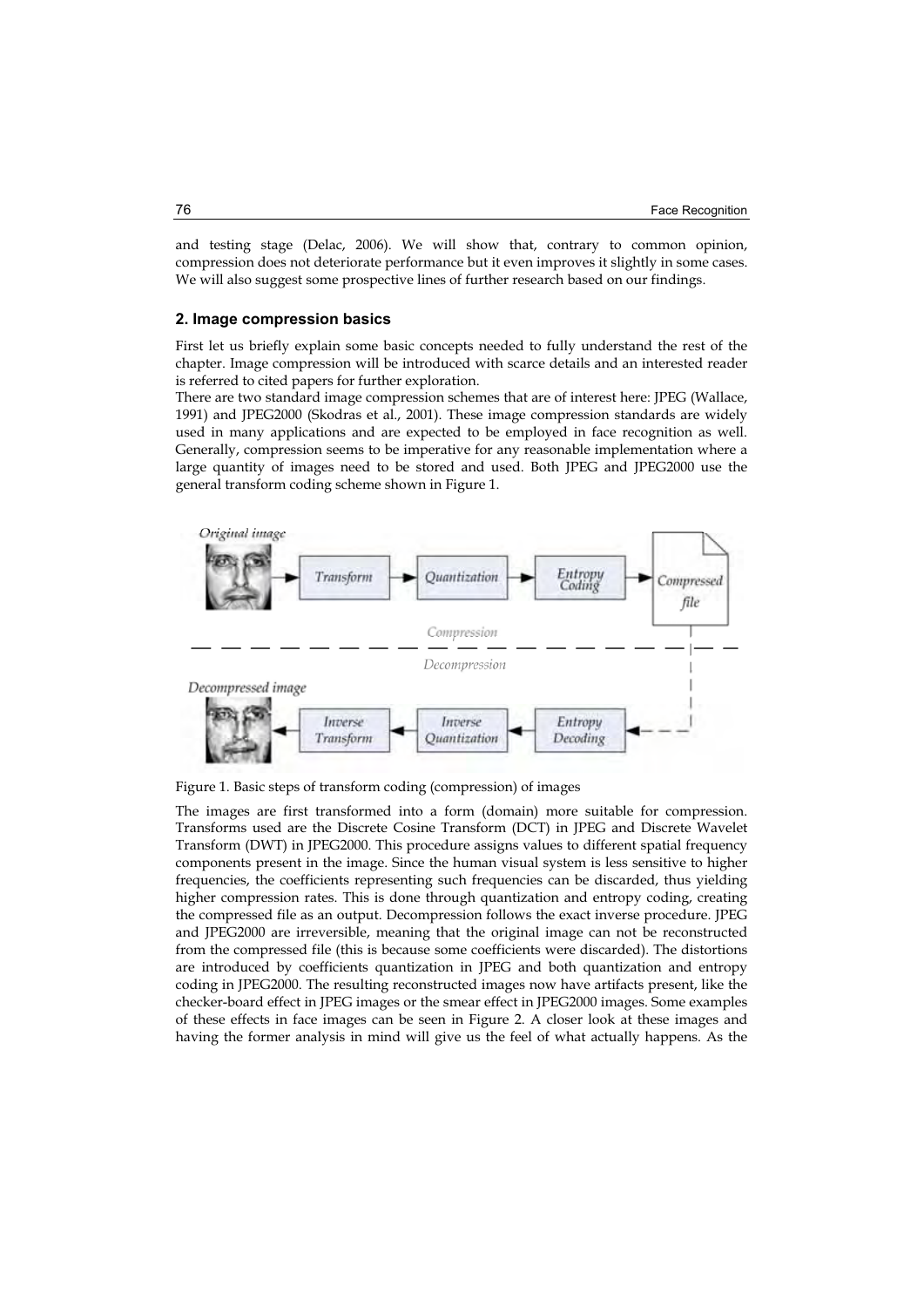and testing stage (Delac, 2006). We will show that, contrary to common opinion, compression does not deteriorate performance but it even improves it slightly in some cases. We will also suggest some prospective lines of further research based on our findings.

## 2. Image compression basics

First let us briefly explain some basic concepts needed to fully understand the rest of the chapter. Image compression will be introduced with scarce details and an interested reader is referred to cited papers for further exploration.

There are two standard image compression schemes that are of interest here: JPEG (Wallace, 1991) and JPEG2000 (Skodras et al., 2001). These image compression standards are widely used in many applications and are expected to be employed in face recognition as well. Generally, compression seems to be imperative for any reasonable implementation where a large quantity of images need to be stored and used. Both JPEG and JPEG2000 use the general transform coding scheme shown in Figure 1.

Figure 1. Basic steps of transform coding (compression) of images

The images are first transformed into a form (domain) more suitable for compression. Transforms used are the Discrete Cosine Transform (DCT) in JPEG and Discrete Wavelet Transform (DWT) in JPEG2000. This procedure assigns values to different spatial frequency components present in the image. Since the human visual system is less sensitive to higher frequencies, the coefficients representing such frequencies can be discarded, thus yielding higher compression rates. This is done through quantization and entropy coding, creating the compressed file as an output. Decompression follows the exact inverse procedure. JPEG and JPEG2000 are irreversible, meaning that the original image can not be reconstructed from the compressed file (this is because some coefficients were discarded). The distortions are introduced by coefficients quantization in JPEG and both quantization and entropy coding in JPEG2000. The resulting reconstructed images now have artifacts present, like the checker-board effect in JPEG images or the smear effect in JPEG2000 images. Some examples of these effects in face images can be seen in Figure 2. A closer look at these images and having the former analysis in mind will give us the feel of what actually happens. As the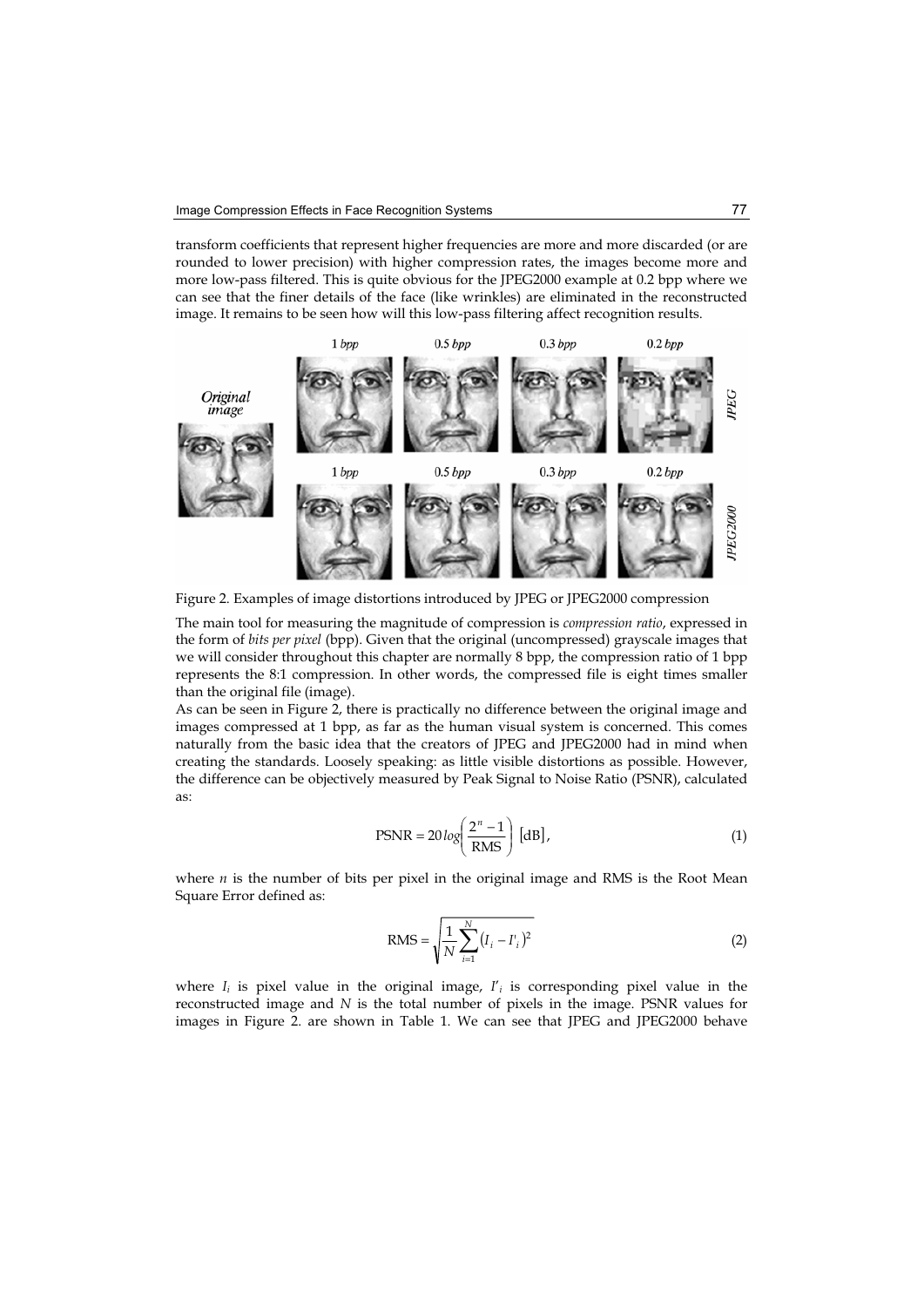transform coefficients that represent higher frequencies are more and more discarded (or are rounded to lower precision) with higher compression rates, the images become more and more low-pass filtered. This is quite obvious for the JPEG2000 example at 0.2 bpp where we can see that the finer details of the face (like wrinkles) are eliminated in the reconstructed image. It remains to be seen how will this low-pass filtering affect recognition results.

Figure 2. Examples of image distortions introduced by JPEG or JPEG2000 compression

The main tool for measuring the magnitude of compression is *compression ratio*, expressed in the form of *bits per pixel* (bpp). Given that the original (uncompressed) grayscale images that we will consider throughout this chapter are normally 8 bpp, the compression ratio of 1 bpp represents the 8:1 compression. In other words, the compressed file is eight times smaller than the original file (image).

As can be seen in Figure 2, there is practically no difference between the original image and images compressed at 1 bpp, as far as the human visual system is concerned. This comes naturally from the basic idea that the creators of JPEG and JPEG2000 had in mind when creating the standards. Loosely speaking: as little visible distortions as possible. However, the difference can be objectively measured by Peak Signal to Noise Ratio (PSNR), calculated as:

$$\text{PSNR} = 20\log\left(\frac{2^n - 1}{\text{RMS}}\right)\ [\text{dB}], \tag{1}$$

where $n$ is the number of bits per pixel in the original image and RMS is the Root Mean Square Error defined as:

$$\text{RMS} = \sqrt{\frac{1}{N}\sum_{i=1}^{N}\left(I_i - I'_i\right)^2} \tag{2}$$

where $I_i$ is pixel value in the original image, $I'_i$ is corresponding pixel value in the reconstructed image and $N$ is the total number of pixels in the image. PSNR values for images in Figure 2. are shown in Table 1. We can see that JPEG and JPEG2000 behave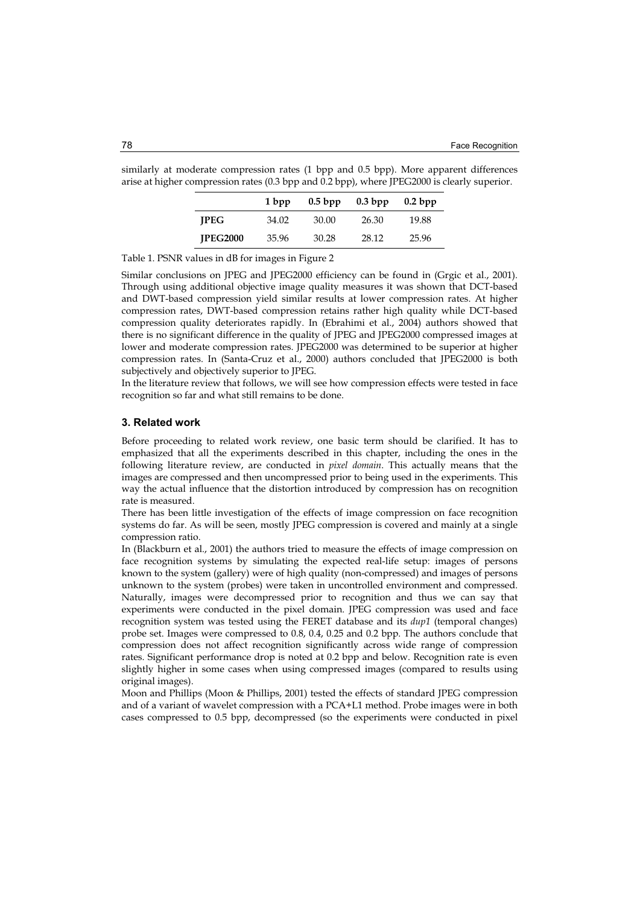similarly at moderate compression rates (1 bpp and 0.5 bpp). More apparent differences arise at higher compression rates (0.3 bpp and 0.2 bpp), where JPEG2000 is clearly superior.

| | **1 bpp** | **0.5 bpp** | **0.3 bpp** | **0.2 bpp** |
|---|---|---|---|---|
| **JPEG** | 34.02 | 30.00 | 26.30 | 19.88 |
| **JPEG2000** | 35.96 | 30.28 | 28.12 | 25.96 |

Table 1. PSNR values in dB for images in Figure 2

Similar conclusions on JPEG and JPEG2000 efficiency can be found in (Grgic et al., 2001). Through using additional objective image quality measures it was shown that DCT-based and DWT-based compression yield similar results at lower compression rates. At higher compression rates, DWT-based compression retains rather high quality while DCT-based compression quality deteriorates rapidly. In (Ebrahimi et al., 2004) authors showed that there is no significant difference in the quality of JPEG and JPEG2000 compressed images at lower and moderate compression rates. JPEG2000 was determined to be superior at higher compression rates. In (Santa-Cruz et al., 2000) authors concluded that JPEG2000 is both subjectively and objectively superior to JPEG.

In the literature review that follows, we will see how compression effects were tested in face recognition so far and what still remains to be done.

## 3. Related work

Before proceeding to related work review, one basic term should be clarified. It has to emphasized that all the experiments described in this chapter, including the ones in the following literature review, are conducted in *pixel domain*. This actually means that the images are compressed and then uncompressed prior to being used in the experiments. This way the actual influence that the distortion introduced by compression has on recognition rate is measured.

There has been little investigation of the effects of image compression on face recognition systems do far. As will be seen, mostly JPEG compression is covered and mainly at a single compression ratio.

In (Blackburn et al., 2001) the authors tried to measure the effects of image compression on face recognition systems by simulating the expected real-life setup: images of persons known to the system (gallery) were of high quality (non-compressed) and images of persons unknown to the system (probes) were taken in uncontrolled environment and compressed. Naturally, images were decompressed prior to recognition and thus we can say that experiments were conducted in the pixel domain. JPEG compression was used and face recognition system was tested using the FERET database and its *dup1* (temporal changes) probe set. Images were compressed to 0.8, 0.4, 0.25 and 0.2 bpp. The authors conclude that compression does not affect recognition significantly across wide range of compression rates. Significant performance drop is noted at 0.2 bpp and below. Recognition rate is even slightly higher in some cases when using compressed images (compared to results using original images).

Moon and Phillips (Moon & Phillips, 2001) tested the effects of standard JPEG compression and of a variant of wavelet compression with a PCA+L1 method. Probe images were in both cases compressed to 0.5 bpp, decompressed (so the experiments were conducted in pixel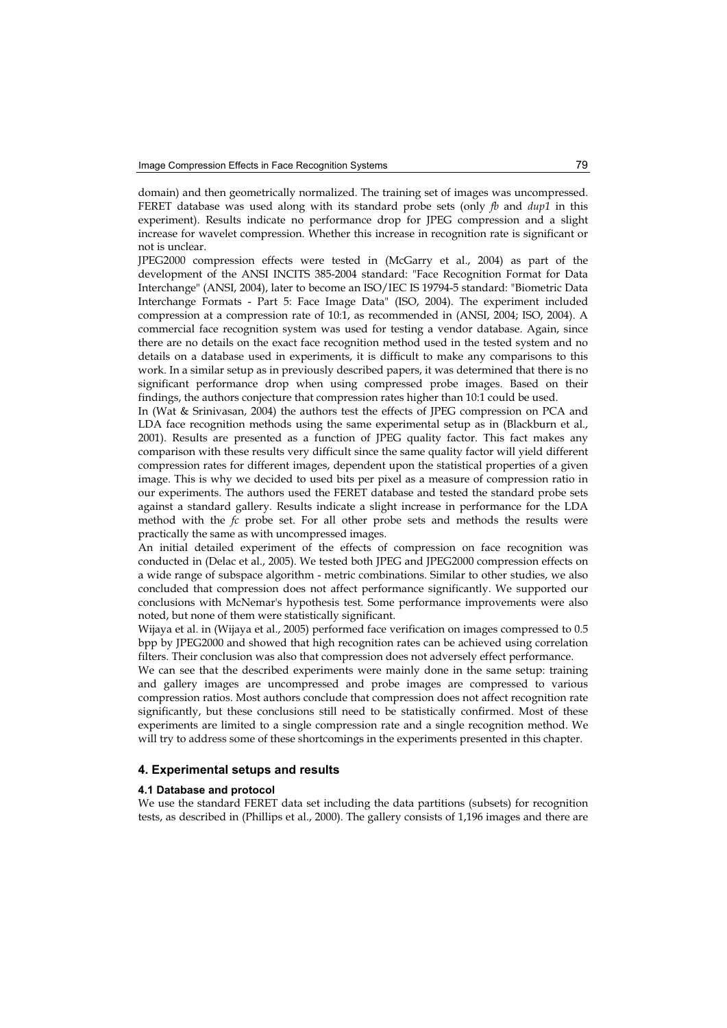domain) and then geometrically normalized. The training set of images was uncompressed. FERET database was used along with its standard probe sets (only *fb* and *dup1* in this experiment). Results indicate no performance drop for JPEG compression and a slight increase for wavelet compression. Whether this increase in recognition rate is significant or not is unclear.

JPEG2000 compression effects were tested in (McGarry et al., 2004) as part of the development of the ANSI INCITS 385-2004 standard: "Face Recognition Format for Data Interchange" (ANSI, 2004), later to become an ISO/IEC IS 19794-5 standard: "Biometric Data Interchange Formats - Part 5: Face Image Data" (ISO, 2004). The experiment included compression at a compression rate of 10:1, as recommended in (ANSI, 2004; ISO, 2004). A commercial face recognition system was used for testing a vendor database. Again, since there are no details on the exact face recognition method used in the tested system and no details on a database used in experiments, it is difficult to make any comparisons to this work. In a similar setup as in previously described papers, it was determined that there is no significant performance drop when using compressed probe images. Based on their findings, the authors conjecture that compression rates higher than 10:1 could be used.

In (Wat & Srinivasan, 2004) the authors test the effects of JPEG compression on PCA and LDA face recognition methods using the same experimental setup as in (Blackburn et al., 2001). Results are presented as a function of JPEG quality factor. This fact makes any comparison with these results very difficult since the same quality factor will yield different compression rates for different images, dependent upon the statistical properties of a given image. This is why we decided to used bits per pixel as a measure of compression ratio in our experiments. The authors used the FERET database and tested the standard probe sets against a standard gallery. Results indicate a slight increase in performance for the LDA method with the *fc* probe set. For all other probe sets and methods the results were practically the same as with uncompressed images.

An initial detailed experiment of the effects of compression on face recognition was conducted in (Delac et al., 2005). We tested both JPEG and JPEG2000 compression effects on a wide range of subspace algorithm - metric combinations. Similar to other studies, we also concluded that compression does not affect performance significantly. We supported our conclusions with McNemar's hypothesis test. Some performance improvements were also noted, but none of them were statistically significant.

Wijaya et al. in (Wijaya et al., 2005) performed face verification on images compressed to 0.5 bpp by JPEG2000 and showed that high recognition rates can be achieved using correlation filters. Their conclusion was also that compression does not adversely effect performance.

We can see that the described experiments were mainly done in the same setup: training and gallery images are uncompressed and probe images are compressed to various compression ratios. Most authors conclude that compression does not affect recognition rate significantly, but these conclusions still need to be statistically confirmed. Most of these experiments are limited to a single compression rate and a single recognition method. We will try to address some of these shortcomings in the experiments presented in this chapter.

## 4. Experimental setups and results

### 4.1 Database and protocol

We use the standard FERET data set including the data partitions (subsets) for recognition tests, as described in (Phillips et al., 2000). The gallery consists of 1,196 images and there are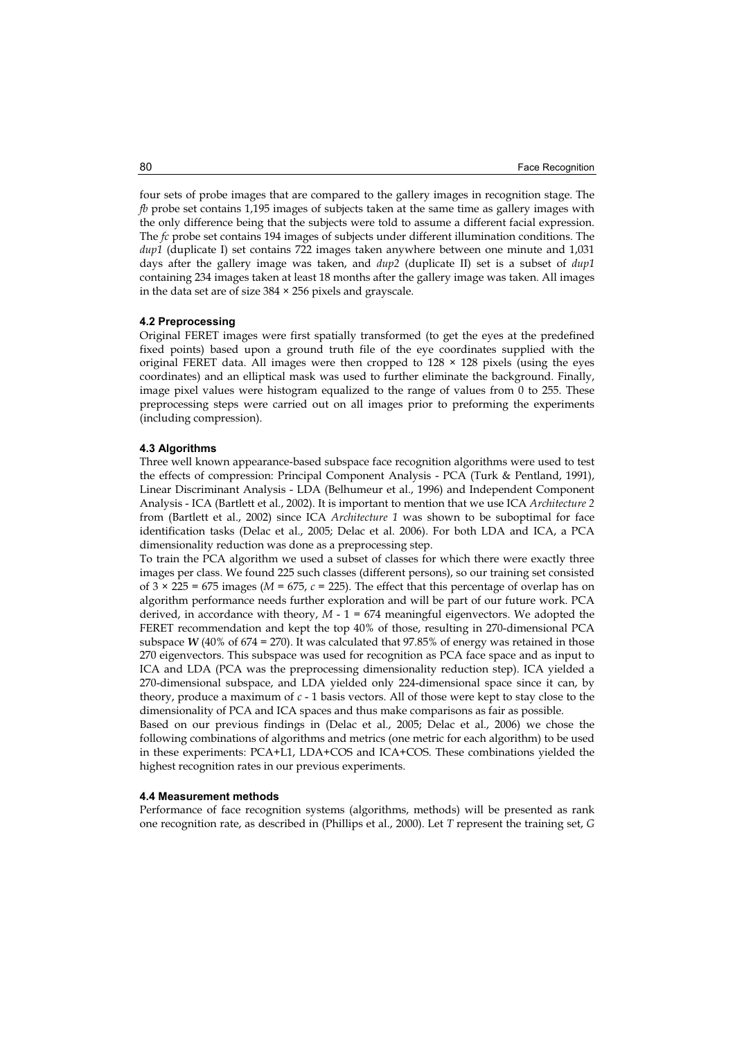four sets of probe images that are compared to the gallery images in recognition stage. The *fb* probe set contains 1,195 images of subjects taken at the same time as gallery images with the only difference being that the subjects were told to assume a different facial expression. The *fc* probe set contains 194 images of subjects under different illumination conditions. The *dup1* (duplicate I) set contains 722 images taken anywhere between one minute and 1,031 days after the gallery image was taken, and *dup2* (duplicate II) set is a subset of *dup1* containing 234 images taken at least 18 months after the gallery image was taken. All images in the data set are of size 384 × 256 pixels and grayscale.

#### 4.2 Preprocessing

Original FERET images were first spatially transformed (to get the eyes at the predefined fixed points) based upon a ground truth file of the eye coordinates supplied with the original FERET data. All images were then cropped to 128 × 128 pixels (using the eyes coordinates) and an elliptical mask was used to further eliminate the background. Finally, image pixel values were histogram equalized to the range of values from 0 to 255. These preprocessing steps were carried out on all images prior to preforming the experiments (including compression).

#### 4.3 Algorithms

Three well known appearance-based subspace face recognition algorithms were used to test the effects of compression: Principal Component Analysis - PCA (Turk & Pentland, 1991), Linear Discriminant Analysis - LDA (Belhumeur et al., 1996) and Independent Component Analysis - ICA (Bartlett et al., 2002). It is important to mention that we use ICA *Architecture 2* from (Bartlett et al., 2002) since ICA *Architecture 1* was shown to be suboptimal for face identification tasks (Delac et al., 2005; Delac et al. 2006). For both LDA and ICA, a PCA dimensionality reduction was done as a preprocessing step.

To train the PCA algorithm we used a subset of classes for which there were exactly three images per class. We found 225 such classes (different persons), so our training set consisted of 3 × 225 = 675 images ($M$ = 675, $c$ = 225). The effect that this percentage of overlap has on algorithm performance needs further exploration and will be part of our future work. PCA derived, in accordance with theory, $M$ - 1 = 674 meaningful eigenvectors. We adopted the FERET recommendation and kept the top 40% of those, resulting in 270-dimensional PCA subspace $\boldsymbol{W}$ (40% of 674 = 270). It was calculated that 97.85% of energy was retained in those 270 eigenvectors. This subspace was used for recognition as PCA face space and as input to ICA and LDA (PCA was the preprocessing dimensionality reduction step). ICA yielded a 270-dimensional subspace, and LDA yielded only 224-dimensional space since it can, by theory, produce a maximum of $c$ - 1 basis vectors. All of those were kept to stay close to the dimensionality of PCA and ICA spaces and thus make comparisons as fair as possible.

Based on our previous findings in (Delac et al., 2005; Delac et al., 2006) we chose the following combinations of algorithms and metrics (one metric for each algorithm) to be used in these experiments: PCA+L1, LDA+COS and ICA+COS. These combinations yielded the highest recognition rates in our previous experiments.

#### 4.4 Measurement methods

Performance of face recognition systems (algorithms, methods) will be presented as rank one recognition rate, as described in (Phillips et al., 2000). Let $T$ represent the training set, $G$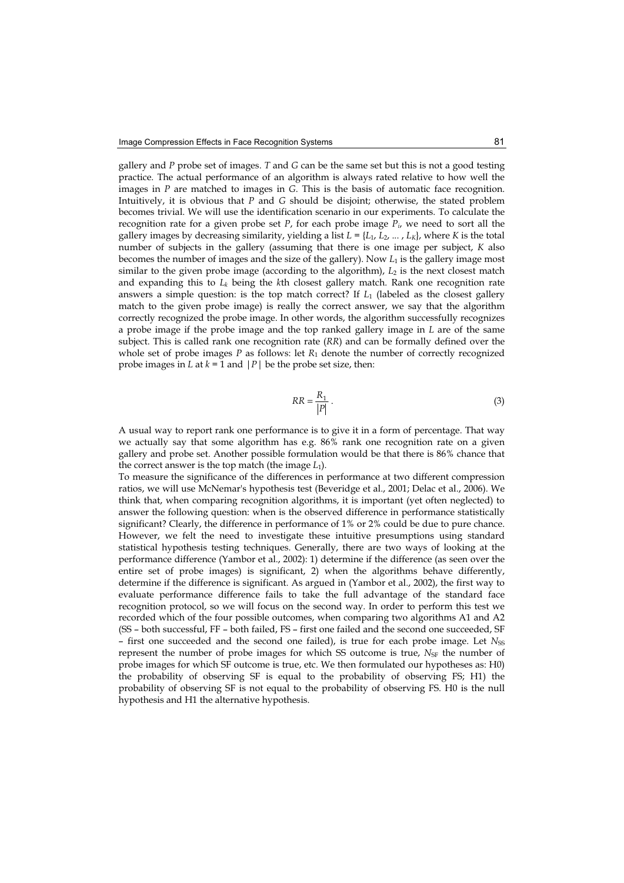gallery and $P$ probe set of images. $T$ and $G$ can be the same set but this is not a good testing practice. The actual performance of an algorithm is always rated relative to how well the images in $P$ are matched to images in $G$. This is the basis of automatic face recognition. Intuitively, it is obvious that $P$ and $G$ should be disjoint; otherwise, the stated problem becomes trivial. We will use the identification scenario in our experiments. To calculate the recognition rate for a given probe set $P$, for each probe image $P_i$, we need to sort all the gallery images by decreasing similarity, yielding a list $L = \{L_1, L_2, \ldots, L_K\}$, where $K$ is the total number of subjects in the gallery (assuming that there is one image per subject, $K$ also becomes the number of images and the size of the gallery). Now $L_1$ is the gallery image most similar to the given probe image (according to the algorithm), $L_2$ is the next closest match and expanding this to $L_k$ being the $k$th closest gallery match. Rank one recognition rate answers a simple question: is the top match correct? If $L_1$ (labeled as the closest gallery match to the given probe image) is really the correct answer, we say that the algorithm correctly recognized the probe image. In other words, the algorithm successfully recognizes a probe image if the probe image and the top ranked gallery image in $L$ are of the same subject. This is called rank one recognition rate ($RR$) and can be formally defined over the whole set of probe images $P$ as follows: let $R_1$ denote the number of correctly recognized probe images in $L$ at $k = 1$ and $|P|$ be the probe set size, then:

$$RR = \frac{R_1}{|P|}. \tag{3}$$

A usual way to report rank one performance is to give it in a form of percentage. That way we actually say that some algorithm has e.g. 86% rank one recognition rate on a given gallery and probe set. Another possible formulation would be that there is 86% chance that the correct answer is the top match (the image $L_1$).

To measure the significance of the differences in performance at two different compression ratios, we will use McNemar's hypothesis test (Beveridge et al., 2001; Delac et al., 2006). We think that, when comparing recognition algorithms, it is important (yet often neglected) to answer the following question: when is the observed difference in performance statistically significant? Clearly, the difference in performance of 1% or 2% could be due to pure chance. However, we felt the need to investigate these intuitive presumptions using standard statistical hypothesis testing techniques. Generally, there are two ways of looking at the performance difference (Yambor et al., 2002): 1) determine if the difference (as seen over the entire set of probe images) is significant, 2) when the algorithms behave differently, determine if the difference is significant. As argued in (Yambor et al., 2002), the first way to evaluate performance difference fails to take the full advantage of the standard face recognition protocol, so we will focus on the second way. In order to perform this test we recorded which of the four possible outcomes, when comparing two algorithms A1 and A2 (SS – both successful, FF – both failed, FS – first one failed and the second one succeeded, SF – first one succeeded and the second one failed), is true for each probe image. Let $N_{SS}$ represent the number of probe images for which SS outcome is true, $N_{SF}$ the number of probe images for which SF outcome is true, etc. We then formulated our hypotheses as: H0) the probability of observing SF is equal to the probability of observing FS; H1) the probability of observing SF is not equal to the probability of observing FS. H0 is the null hypothesis and H1 the alternative hypothesis.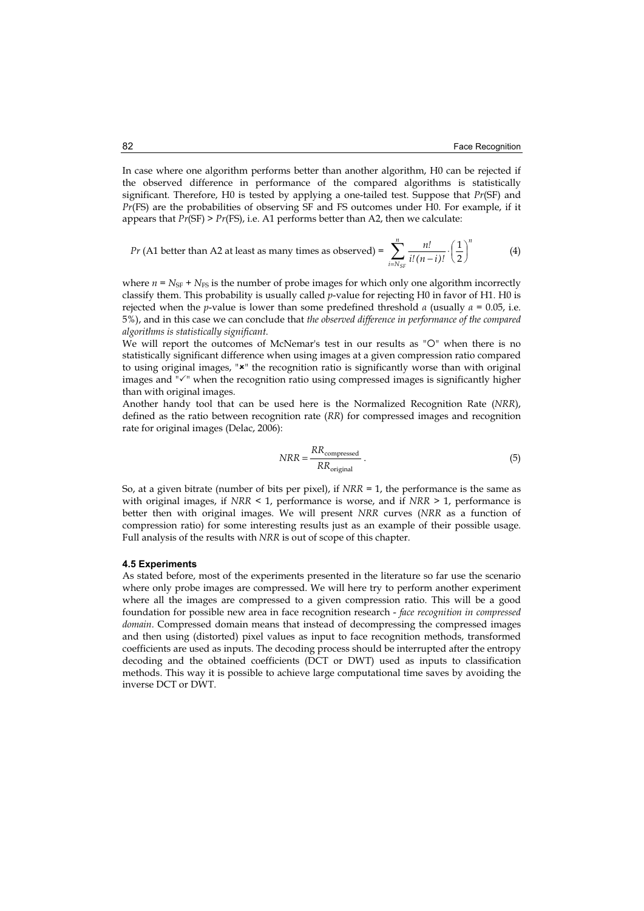In case where one algorithm performs better than another algorithm, H0 can be rejected if the observed difference in performance of the compared algorithms is statistically significant. Therefore, H0 is tested by applying a one-tailed test. Suppose that $Pr(\mathrm{SF})$ and $Pr(\mathrm{FS})$ are the probabilities of observing SF and FS outcomes under H0. For example, if it appears that $Pr(\mathrm{SF}) > Pr(\mathrm{FS})$, i.e. A1 performs better than A2, then we calculate:

$$Pr\text{ (A1 better than A2 at least as many times as observed)} = \sum_{i=N_{SF}}^{n} \frac{n!}{i!(n-i)!} \cdot \left(\frac{1}{2}\right)^{n} \tag{4}$$

where $n = N_{SF} + N_{FS}$ is the number of probe images for which only one algorithm incorrectly classify them. This probability is usually called $p$-value for rejecting H0 in favor of H1. H0 is rejected when the $p$-value is lower than some predefined threshold $\alpha$ (usually $\alpha = 0.05$, i.e. 5%), and in this case we can conclude that *the observed difference in performance of the compared algorithms is statistically significant.*

We will report the outcomes of McNemar's test in our results as "○" when there is no statistically significant difference when using images at a given compression ratio compared to using original images, "✖" the recognition ratio is significantly worse than with original images and "✓" when the recognition ratio using compressed images is significantly higher than with original images.

Another handy tool that can be used here is the Normalized Recognition Rate (*NRR*), defined as the ratio between recognition rate (*RR*) for compressed images and recognition rate for original images (Delac, 2006):

$$NRR = \frac{RR_{\text{compressed}}}{RR_{\text{original}}} . \tag{5}$$

So, at a given bitrate (number of bits per pixel), if $NRR = 1$, the performance is the same as with original images, if $NRR < 1$, performance is worse, and if $NRR > 1$, performance is better then with original images. We will present *NRR* curves (*NRR* as a function of compression ratio) for some interesting results just as an example of their possible usage. Full analysis of the results with *NRR* is out of scope of this chapter.

#### 4.5 Experiments

As stated before, most of the experiments presented in the literature so far use the scenario where only probe images are compressed. We will here try to perform another experiment where all the images are compressed to a given compression ratio. This will be a good foundation for possible new area in face recognition research - *face recognition in compressed domain*. Compressed domain means that instead of decompressing the compressed images and then using (distorted) pixel values as input to face recognition methods, transformed coefficients are used as inputs. The decoding process should be interrupted after the entropy decoding and the obtained coefficients (DCT or DWT) used as inputs to classification methods. This way it is possible to achieve large computational time saves by avoiding the inverse DCT or DWT.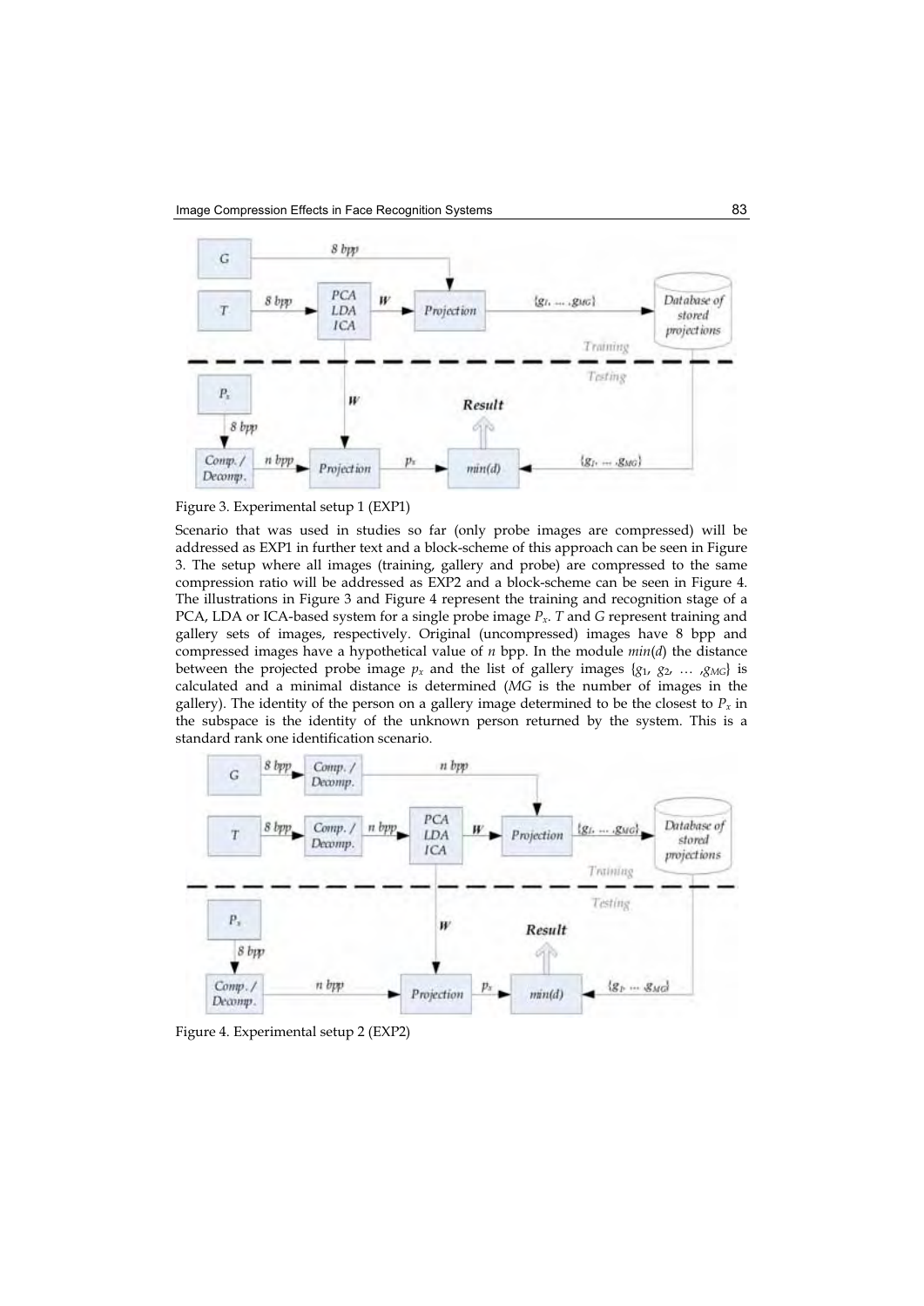Figure 3. Experimental setup 1 (EXP1)

Scenario that was used in studies so far (only probe images are compressed) will be addressed as EXP1 in further text and a block-scheme of this approach can be seen in Figure 3. The setup where all images (training, gallery and probe) are compressed to the same compression ratio will be addressed as EXP2 and a block-scheme can be seen in Figure 4. The illustrations in Figure 3 and Figure 4 represent the training and recognition stage of a PCA, LDA or ICA-based system for a single probe image $P_x$. *T* and *G* represent training and gallery sets of images, respectively. Original (uncompressed) images have 8 bpp and compressed images have a hypothetical value of *n* bpp. In the module *min*(*d*) the distance between the projected probe image $p_x$ and the list of gallery images $\{g_1, g_2, \ldots, g_{MG}\}$ is calculated and a minimal distance is determined (*MG* is the number of images in the gallery). The identity of the person on a gallery image determined to be the closest to $P_x$ in the subspace is the identity of the unknown person returned by the system. This is a standard rank one identification scenario.

Figure 4. Experimental setup 2 (EXP2)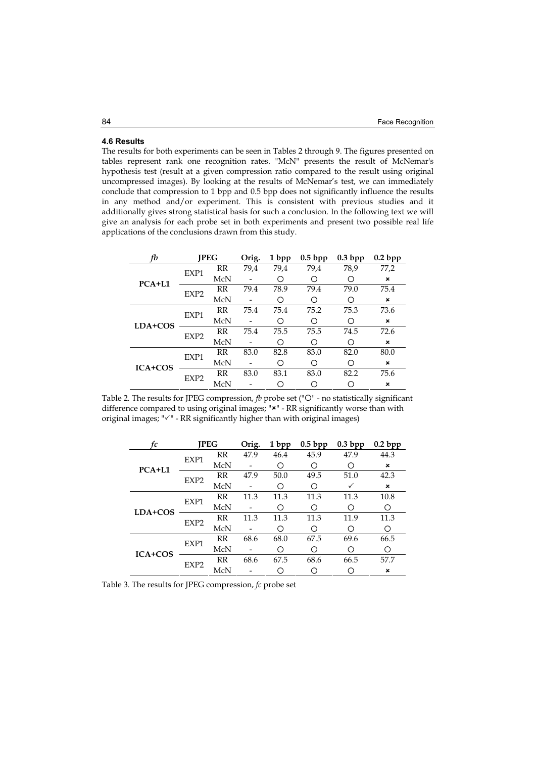### 4.6 Results

The results for both experiments can be seen in Tables 2 through 9. The figures presented on tables represent rank one recognition rates. "McN" presents the result of McNemar's hypothesis test (result at a given compression ratio compared to the result using original uncompressed images). By looking at the results of McNemar's test, we can immediately conclude that compression to 1 bpp and 0.5 bpp does not significantly influence the results in any method and/or experiment. This is consistent with previous studies and it additionally gives strong statistical basis for such a conclusion. In the following text we will give an analysis for each probe set in both experiments and present two possible real life applications of the conclusions drawn from this study.

| *fb* | JPEG | | Orig. | 1 bpp | 0.5 bpp | 0.3 bpp | 0.2 bpp |
|---|---|---|---|---|---|---|---|
| **PCA+L1** | EXP1 | RR | 79,4 | 79,4 | 79,4 | 78,9 | 77,2 |
| | | McN | - | ○ | ○ | ○ | × |
| | EXP2 | RR | 79.4 | 78.9 | 79.4 | 79.0 | 75.4 |
| | | McN | - | ○ | ○ | ○ | × |
| **LDA+COS** | EXP1 | RR | 75.4 | 75.4 | 75.2 | 75.3 | 73.6 |
| | | McN | - | ○ | ○ | ○ | × |
| | EXP2 | RR | 75.4 | 75.5 | 75.5 | 74.5 | 72.6 |
| | | McN | - | ○ | ○ | ○ | × |
| **ICA+COS** | EXP1 | RR | 83.0 | 82.8 | 83.0 | 82.0 | 80.0 |
| | | McN | - | ○ | ○ | ○ | × |
| | EXP2 | RR | 83.0 | 83.1 | 83.0 | 82.2 | 75.6 |
| | | McN | - | ○ | ○ | ○ | × |

Table 2. The results for JPEG compression, *fb* probe set ("○" - no statistically significant difference compared to using original images; "×" - RR significantly worse than with original images; "✓" - RR significantly higher than with original images)

| *fc* | JPEG | | Orig. | 1 bpp | 0.5 bpp | 0.3 bpp | 0.2 bpp |
|---|---|---|---|---|---|---|---|
| **PCA+L1** | EXP1 | RR | 47.9 | 46.4 | 45.9 | 47.9 | 44.3 |
| | | McN | - | ○ | ○ | ○ | × |
| | EXP2 | RR | 47.9 | 50.0 | 49.5 | 51.0 | 42.3 |
| | | McN | - | ○ | ○ | ✓ | × |
| **LDA+COS** | EXP1 | RR | 11.3 | 11.3 | 11.3 | 11.3 | 10.8 |
| | | McN | - | ○ | ○ | ○ | ○ |
| | EXP2 | RR | 11.3 | 11.3 | 11.3 | 11.9 | 11.3 |
| | | McN | - | ○ | ○ | ○ | ○ |
| **ICA+COS** | EXP1 | RR | 68.6 | 68.0 | 67.5 | 69.6 | 66.5 |
| | | McN | - | ○ | ○ | ○ | ○ |
| | EXP2 | RR | 68.6 | 67.5 | 68.6 | 66.5 | 57.7 |
| | | McN | - | ○ | ○ | ○ | × |

Table 3. The results for JPEG compression, *fc* probe set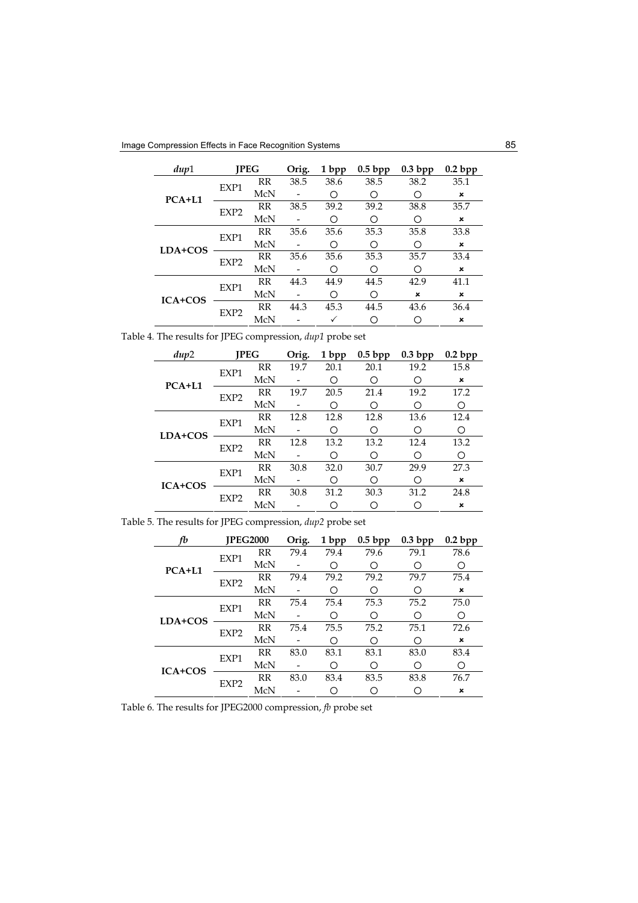| *dup*1 | JPEG | | Orig. | 1 bpp | 0.5 bpp | 0.3 bpp | 0.2 bpp |
|---|---|---|---|---|---|---|---|
| **PCA+L1** | EXP1 | RR | 38.5 | 38.6 | 38.5 | 38.2 | 35.1 |
| | | McN | - | ○ | ○ | ○ | × |
| | EXP2 | RR | 38.5 | 39.2 | 39.2 | 38.8 | 35.7 |
| | | McN | - | ○ | ○ | ○ | × |
| **LDA+COS** | EXP1 | RR | 35.6 | 35.6 | 35.3 | 35.8 | 33.8 |
| | | McN | - | ○ | ○ | ○ | × |
| | EXP2 | RR | 35.6 | 35.6 | 35.3 | 35.7 | 33.4 |
| | | McN | - | ○ | ○ | ○ | × |
| **ICA+COS** | EXP1 | RR | 44.3 | 44.9 | 44.5 | 42.9 | 41.1 |
| | | McN | - | ○ | ○ | × | × |
| | EXP2 | RR | 44.3 | 45.3 | 44.5 | 43.6 | 36.4 |
| | | McN | - | ✓ | ○ | ○ | × |

Table 4. The results for JPEG compression, *dup1* probe set

| *dup*2 | JPEG | | Orig. | 1 bpp | 0.5 bpp | 0.3 bpp | 0.2 bpp |
|---|---|---|---|---|---|---|---|
| **PCA+L1** | EXP1 | RR | 19.7 | 20.1 | 20.1 | 19.2 | 15.8 |
| | | McN | - | ○ | ○ | ○ | × |
| | EXP2 | RR | 19.7 | 20.5 | 21.4 | 19.2 | 17.2 |
| | | McN | - | ○ | ○ | ○ | ○ |
| **LDA+COS** | EXP1 | RR | 12.8 | 12.8 | 12.8 | 13.6 | 12.4 |
| | | McN | - | ○ | ○ | ○ | ○ |
| | EXP2 | RR | 12.8 | 13.2 | 13.2 | 12.4 | 13.2 |
| | | McN | - | ○ | ○ | ○ | ○ |
| **ICA+COS** | EXP1 | RR | 30.8 | 32.0 | 30.7 | 29.9 | 27.3 |
| | | McN | - | ○ | ○ | ○ | × |
| | EXP2 | RR | 30.8 | 31.2 | 30.3 | 31.2 | 24.8 |
| | | McN | - | ○ | ○ | ○ | × |

Table 5. The results for JPEG compression, *dup2* probe set

| *fb* | JPEG2000 | | Orig. | 1 bpp | 0.5 bpp | 0.3 bpp | 0.2 bpp |
|---|---|---|---|---|---|---|---|
| **PCA+L1** | EXP1 | RR | 79.4 | 79.4 | 79.6 | 79.1 | 78.6 |
| | | McN | - | ○ | ○ | ○ | ○ |
| | EXP2 | RR | 79.4 | 79.2 | 79.2 | 79.7 | 75.4 |
| | | McN | - | ○ | ○ | ○ | × |
| **LDA+COS** | EXP1 | RR | 75.4 | 75.4 | 75.3 | 75.2 | 75.0 |
| | | McN | - | ○ | ○ | ○ | ○ |
| | EXP2 | RR | 75.4 | 75.5 | 75.2 | 75.1 | 72.6 |
| | | McN | - | ○ | ○ | ○ | × |
| **ICA+COS** | EXP1 | RR | 83.0 | 83.1 | 83.1 | 83.0 | 83.4 |
| | | McN | - | ○ | ○ | ○ | ○ |
| | EXP2 | RR | 83.0 | 83.4 | 83.5 | 83.8 | 76.7 |
| | | McN | - | ○ | ○ | ○ | × |

Table 6. The results for JPEG2000 compression, *fb* probe set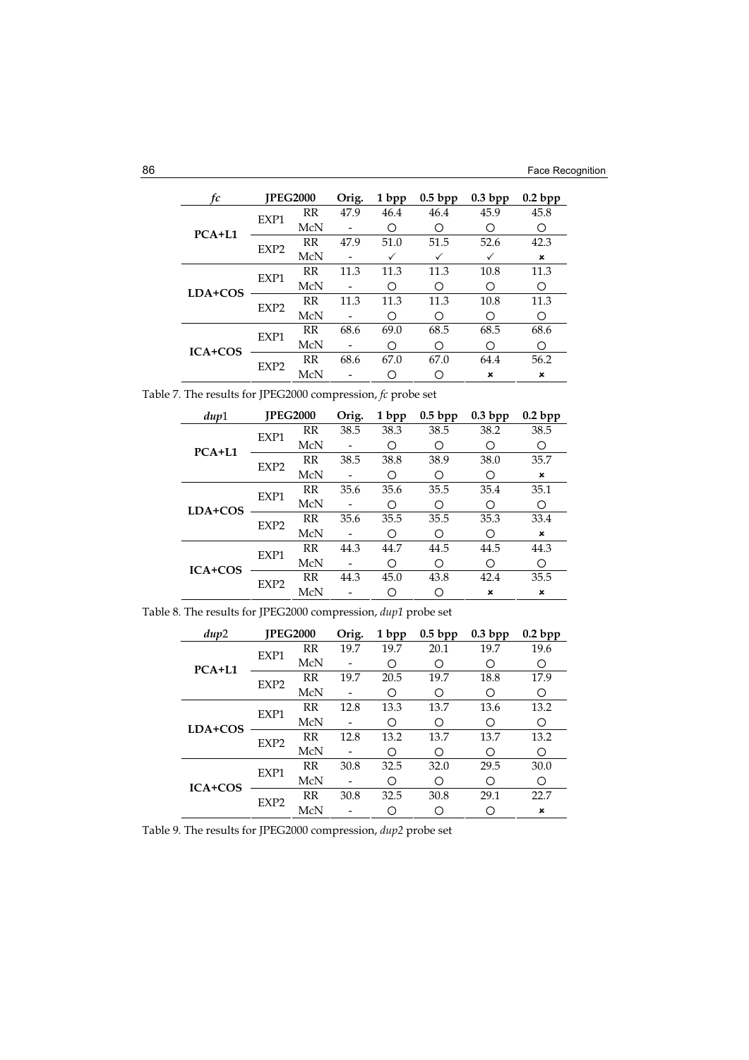| *fc* | JPEG2000 | | Orig. | 1 bpp | 0.5 bpp | 0.3 bpp | 0.2 bpp |
|---|---|---|---|---|---|---|---|
| **PCA+L1** | EXP1 | RR | 47.9 | 46.4 | 46.4 | 45.9 | 45.8 |
| | | McN | - | ○ | ○ | ○ | ○ |
| | EXP2 | RR | 47.9 | 51.0 | 51.5 | 52.6 | 42.3 |
| | | McN | - | ✓ | ✓ | ✓ | × |
| **LDA+COS** | EXP1 | RR | 11.3 | 11.3 | 11.3 | 10.8 | 11.3 |
| | | McN | - | ○ | ○ | ○ | ○ |
| | EXP2 | RR | 11.3 | 11.3 | 11.3 | 10.8 | 11.3 |
| | | McN | - | ○ | ○ | ○ | ○ |
| **ICA+COS** | EXP1 | RR | 68.6 | 69.0 | 68.5 | 68.5 | 68.6 |
| | | McN | - | ○ | ○ | ○ | ○ |
| | EXP2 | RR | 68.6 | 67.0 | 67.0 | 64.4 | 56.2 |
| | | McN | - | ○ | ○ | × | × |

Table 7. The results for JPEG2000 compression, *fc* probe set

| *dup*1 | JPEG2000 | | Orig. | 1 bpp | 0.5 bpp | 0.3 bpp | 0.2 bpp |
|---|---|---|---|---|---|---|---|
| **PCA+L1** | EXP1 | RR | 38.5 | 38.3 | 38.5 | 38.2 | 38.5 |
| | | McN | - | ○ | ○ | ○ | ○ |
| | EXP2 | RR | 38.5 | 38.8 | 38.9 | 38.0 | 35.7 |
| | | McN | - | ○ | ○ | ○ | × |
| **LDA+COS** | EXP1 | RR | 35.6 | 35.6 | 35.5 | 35.4 | 35.1 |
| | | McN | - | ○ | ○ | ○ | ○ |
| | EXP2 | RR | 35.6 | 35.5 | 35.5 | 35.3 | 33.4 |
| | | McN | - | ○ | ○ | ○ | × |
| **ICA+COS** | EXP1 | RR | 44.3 | 44.7 | 44.5 | 44.5 | 44.3 |
| | | McN | - | ○ | ○ | ○ | ○ |
| | EXP2 | RR | 44.3 | 45.0 | 43.8 | 42.4 | 35.5 |
| | | McN | - | ○ | ○ | × | × |

Table 8. The results for JPEG2000 compression, *dup1* probe set

| *dup*2 | JPEG2000 | | Orig. | 1 bpp | 0.5 bpp | 0.3 bpp | 0.2 bpp |
|---|---|---|---|---|---|---|---|
| **PCA+L1** | EXP1 | RR | 19.7 | 19.7 | 20.1 | 19.7 | 19.6 |
| | | McN | - | ○ | ○ | ○ | ○ |
| | EXP2 | RR | 19.7 | 20.5 | 19.7 | 18.8 | 17.9 |
| | | McN | - | ○ | ○ | ○ | ○ |
| **LDA+COS** | EXP1 | RR | 12.8 | 13.3 | 13.7 | 13.6 | 13.2 |
| | | McN | - | ○ | ○ | ○ | ○ |
| | EXP2 | RR | 12.8 | 13.2 | 13.7 | 13.7 | 13.2 |
| | | McN | - | ○ | ○ | ○ | ○ |
| **ICA+COS** | EXP1 | RR | 30.8 | 32.5 | 32.0 | 29.5 | 30.0 |
| | | McN | - | ○ | ○ | ○ | ○ |
| | EXP2 | RR | 30.8 | 32.5 | 30.8 | 29.1 | 22.7 |
| | | McN | - | ○ | ○ | ○ | × |

Table 9. The results for JPEG2000 compression, *dup2* probe set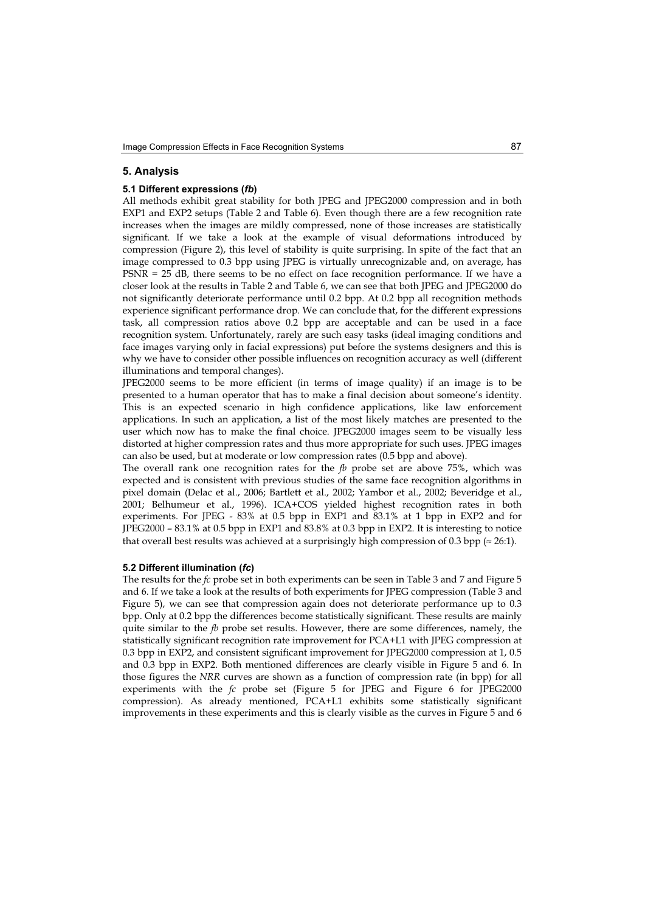## 5. Analysis

### 5.1 Different expressions (*fb*)

All methods exhibit great stability for both JPEG and JPEG2000 compression and in both EXP1 and EXP2 setups (Table 2 and Table 6). Even though there are a few recognition rate increases when the images are mildly compressed, none of those increases are statistically significant. If we take a look at the example of visual deformations introduced by compression (Figure 2), this level of stability is quite surprising. In spite of the fact that an image compressed to 0.3 bpp using JPEG is virtually unrecognizable and, on average, has PSNR = 25 dB, there seems to be no effect on face recognition performance. If we have a closer look at the results in Table 2 and Table 6, we can see that both JPEG and JPEG2000 do not significantly deteriorate performance until 0.2 bpp. At 0.2 bpp all recognition methods experience significant performance drop. We can conclude that, for the different expressions task, all compression ratios above 0.2 bpp are acceptable and can be used in a face recognition system. Unfortunately, rarely are such easy tasks (ideal imaging conditions and face images varying only in facial expressions) put before the systems designers and this is why we have to consider other possible influences on recognition accuracy as well (different illuminations and temporal changes).

JPEG2000 seems to be more efficient (in terms of image quality) if an image is to be presented to a human operator that has to make a final decision about someone's identity. This is an expected scenario in high confidence applications, like law enforcement applications. In such an application, a list of the most likely matches are presented to the user which now has to make the final choice. JPEG2000 images seem to be visually less distorted at higher compression rates and thus more appropriate for such uses. JPEG images can also be used, but at moderate or low compression rates (0.5 bpp and above).

The overall rank one recognition rates for the *fb* probe set are above 75%, which was expected and is consistent with previous studies of the same face recognition algorithms in pixel domain (Delac et al., 2006; Bartlett et al., 2002; Yambor et al., 2002; Beveridge et al., 2001; Belhumeur et al., 1996). ICA+COS yielded highest recognition rates in both experiments. For JPEG - 83% at 0.5 bpp in EXP1 and 83.1% at 1 bpp in EXP2 and for JPEG2000 – 83.1% at 0.5 bpp in EXP1 and 83.8% at 0.3 bpp in EXP2. It is interesting to notice that overall best results was achieved at a surprisingly high compression of 0.3 bpp (≈ 26:1).

### 5.2 Different illumination (*fc*)

The results for the *fc* probe set in both experiments can be seen in Table 3 and 7 and Figure 5 and 6. If we take a look at the results of both experiments for JPEG compression (Table 3 and Figure 5), we can see that compression again does not deteriorate performance up to 0.3 bpp. Only at 0.2 bpp the differences become statistically significant. These results are mainly quite similar to the *fb* probe set results. However, there are some differences, namely, the statistically significant recognition rate improvement for PCA+L1 with JPEG compression at 0.3 bpp in EXP2, and consistent significant improvement for JPEG2000 compression at 1, 0.5 and 0.3 bpp in EXP2. Both mentioned differences are clearly visible in Figure 5 and 6. In those figures the *NRR* curves are shown as a function of compression rate (in bpp) for all experiments with the *fc* probe set (Figure 5 for JPEG and Figure 6 for JPEG2000 compression). As already mentioned, PCA+L1 exhibits some statistically significant improvements in these experiments and this is clearly visible as the curves in Figure 5 and 6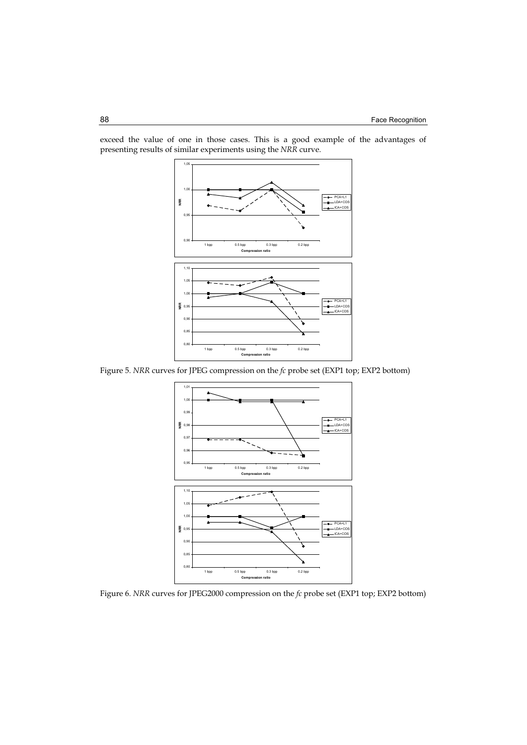exceed the value of one in those cases. This is a good example of the advantages of presenting results of similar experiments using the *NRR* curve.

Figure 5. *NRR* curves for JPEG compression on the *fc* probe set (EXP1 top; EXP2 bottom)

Figure 6. *NRR* curves for JPEG2000 compression on the *fc* probe set (EXP1 top; EXP2 bottom)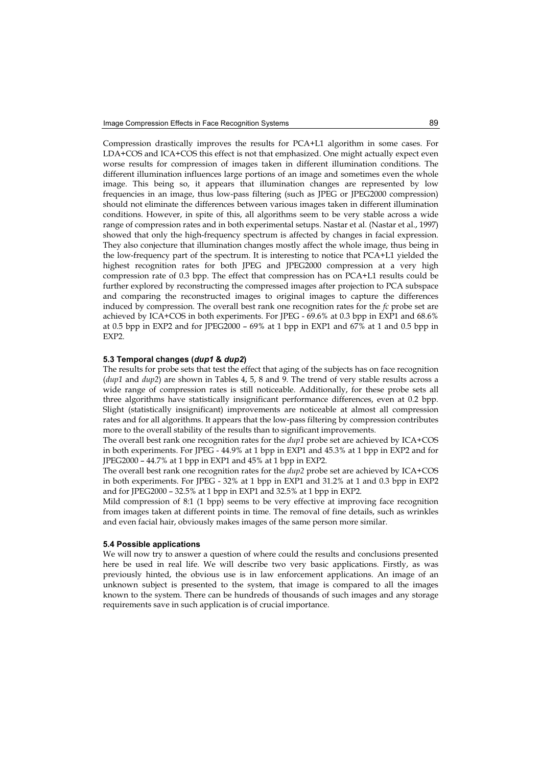Compression drastically improves the results for PCA+L1 algorithm in some cases. For LDA+COS and ICA+COS this effect is not that emphasized. One might actually expect even worse results for compression of images taken in different illumination conditions. The different illumination influences large portions of an image and sometimes even the whole image. This being so, it appears that illumination changes are represented by low frequencies in an image, thus low-pass filtering (such as JPEG or JPEG2000 compression) should not eliminate the differences between various images taken in different illumination conditions. However, in spite of this, all algorithms seem to be very stable across a wide range of compression rates and in both experimental setups. Nastar et al. (Nastar et al., 1997) showed that only the high-frequency spectrum is affected by changes in facial expression. They also conjecture that illumination changes mostly affect the whole image, thus being in the low-frequency part of the spectrum. It is interesting to notice that PCA+L1 yielded the highest recognition rates for both JPEG and JPEG2000 compression at a very high compression rate of 0.3 bpp. The effect that compression has on PCA+L1 results could be further explored by reconstructing the compressed images after projection to PCA subspace and comparing the reconstructed images to original images to capture the differences induced by compression. The overall best rank one recognition rates for the *fc* probe set are achieved by ICA+COS in both experiments. For JPEG - 69.6% at 0.3 bpp in EXP1 and 68.6% at 0.5 bpp in EXP2 and for JPEG2000 – 69% at 1 bpp in EXP1 and 67% at 1 and 0.5 bpp in EXP2.

### 5.3 Temporal changes (*dup1* & *dup2*)

The results for probe sets that test the effect that aging of the subjects has on face recognition (*dup1* and *dup2*) are shown in Tables 4, 5, 8 and 9. The trend of very stable results across a wide range of compression rates is still noticeable. Additionally, for these probe sets all three algorithms have statistically insignificant performance differences, even at 0.2 bpp. Slight (statistically insignificant) improvements are noticeable at almost all compression rates and for all algorithms. It appears that the low-pass filtering by compression contributes more to the overall stability of the results than to significant improvements.

The overall best rank one recognition rates for the *dup1* probe set are achieved by ICA+COS in both experiments. For JPEG - 44.9% at 1 bpp in EXP1 and 45.3% at 1 bpp in EXP2 and for JPEG2000 – 44.7% at 1 bpp in EXP1 and 45% at 1 bpp in EXP2.

The overall best rank one recognition rates for the *dup2* probe set are achieved by ICA+COS in both experiments. For JPEG - 32% at 1 bpp in EXP1 and 31.2% at 1 and 0.3 bpp in EXP2 and for JPEG2000 – 32.5% at 1 bpp in EXP1 and 32.5% at 1 bpp in EXP2.

Mild compression of 8:1 (1 bpp) seems to be very effective at improving face recognition from images taken at different points in time. The removal of fine details, such as wrinkles and even facial hair, obviously makes images of the same person more similar.

### 5.4 Possible applications

We will now try to answer a question of where could the results and conclusions presented here be used in real life. We will describe two very basic applications. Firstly, as was previously hinted, the obvious use is in law enforcement applications. An image of an unknown subject is presented to the system, that image is compared to all the images known to the system. There can be hundreds of thousands of such images and any storage requirements save in such application is of crucial importance.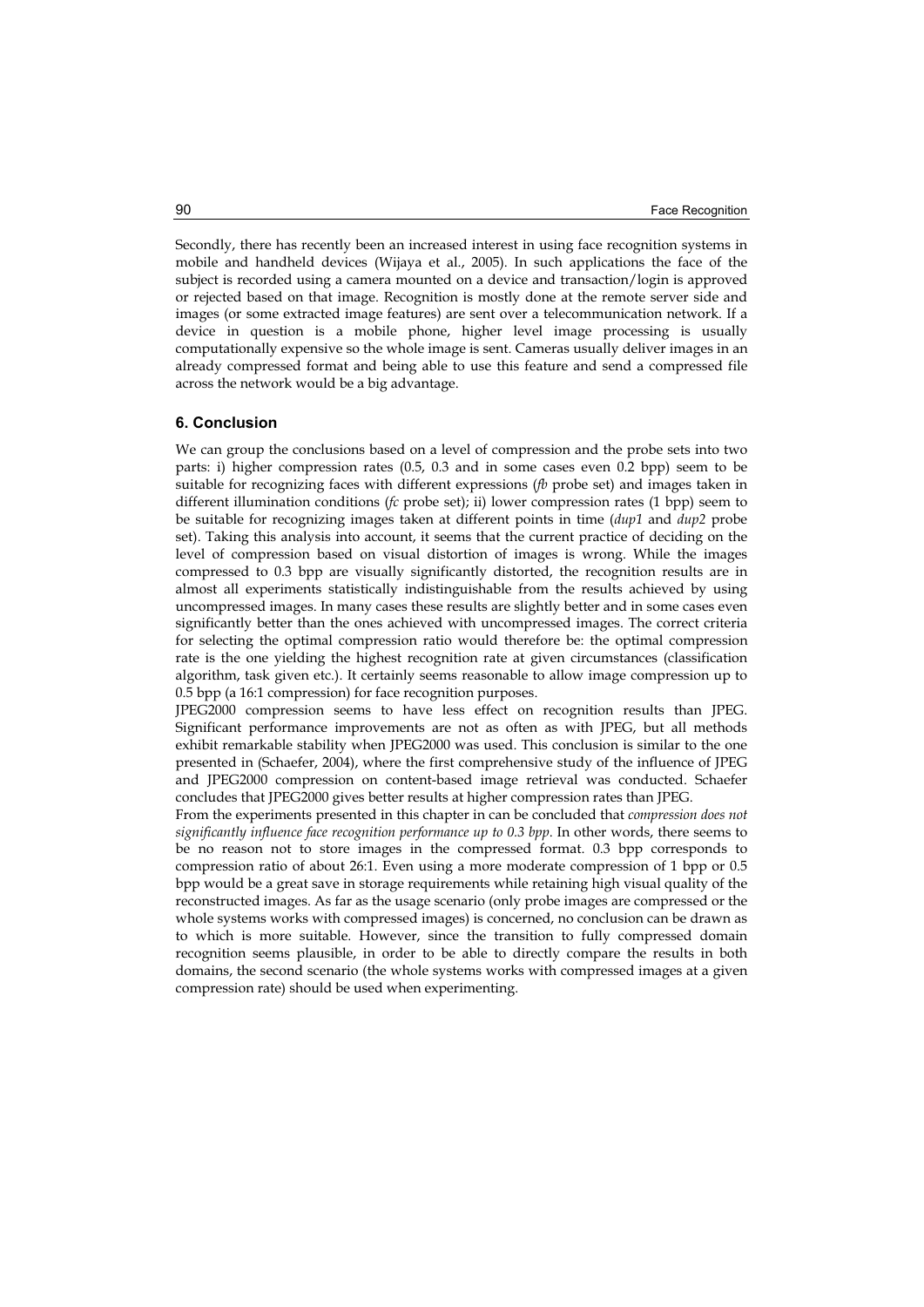Secondly, there has recently been an increased interest in using face recognition systems in mobile and handheld devices (Wijaya et al., 2005). In such applications the face of the subject is recorded using a camera mounted on a device and transaction/login is approved or rejected based on that image. Recognition is mostly done at the remote server side and images (or some extracted image features) are sent over a telecommunication network. If a device in question is a mobile phone, higher level image processing is usually computationally expensive so the whole image is sent. Cameras usually deliver images in an already compressed format and being able to use this feature and send a compressed file across the network would be a big advantage.

## 6. Conclusion

We can group the conclusions based on a level of compression and the probe sets into two parts: i) higher compression rates (0.5, 0.3 and in some cases even 0.2 bpp) seem to be suitable for recognizing faces with different expressions (*fb* probe set) and images taken in different illumination conditions (*fc* probe set); ii) lower compression rates (1 bpp) seem to be suitable for recognizing images taken at different points in time (*dup1* and *dup2* probe set). Taking this analysis into account, it seems that the current practice of deciding on the level of compression based on visual distortion of images is wrong. While the images compressed to 0.3 bpp are visually significantly distorted, the recognition results are in almost all experiments statistically indistinguishable from the results achieved by using uncompressed images. In many cases these results are slightly better and in some cases even significantly better than the ones achieved with uncompressed images. The correct criteria for selecting the optimal compression ratio would therefore be: the optimal compression rate is the one yielding the highest recognition rate at given circumstances (classification algorithm, task given etc.). It certainly seems reasonable to allow image compression up to 0.5 bpp (a 16:1 compression) for face recognition purposes.

JPEG2000 compression seems to have less effect on recognition results than JPEG. Significant performance improvements are not as often as with JPEG, but all methods exhibit remarkable stability when JPEG2000 was used. This conclusion is similar to the one presented in (Schaefer, 2004), where the first comprehensive study of the influence of JPEG and JPEG2000 compression on content-based image retrieval was conducted. Schaefer concludes that JPEG2000 gives better results at higher compression rates than JPEG.

From the experiments presented in this chapter in can be concluded that *compression does not significantly influence face recognition performance up to 0.3 bpp*. In other words, there seems to be no reason not to store images in the compressed format. 0.3 bpp corresponds to compression ratio of about 26:1. Even using a more moderate compression of 1 bpp or 0.5 bpp would be a great save in storage requirements while retaining high visual quality of the reconstructed images. As far as the usage scenario (only probe images are compressed or the whole systems works with compressed images) is concerned, no conclusion can be drawn as to which is more suitable. However, since the transition to fully compressed domain recognition seems plausible, in order to be able to directly compare the results in both domains, the second scenario (the whole systems works with compressed images at a given compression rate) should be used when experimenting.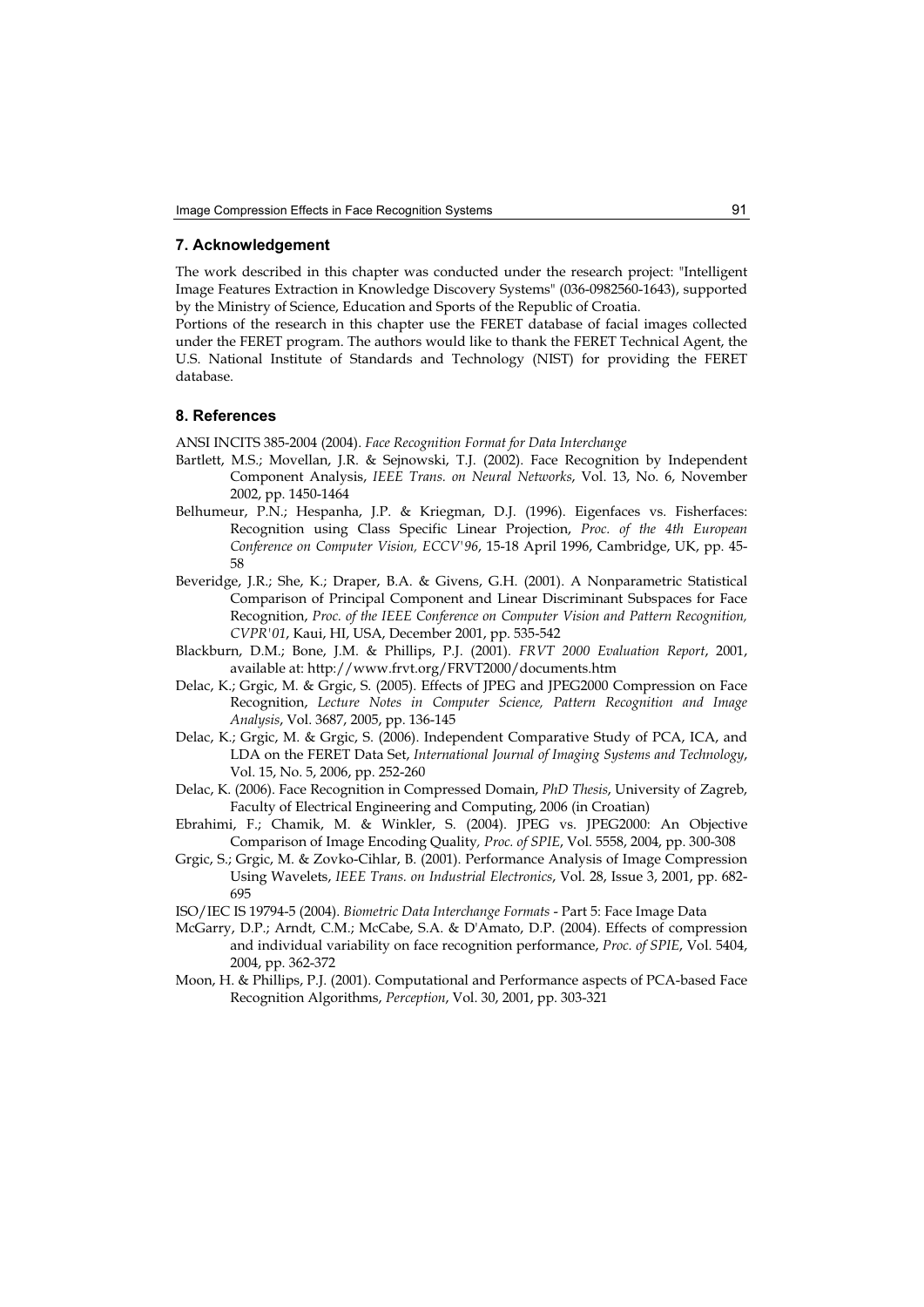## 7. Acknowledgement

The work described in this chapter was conducted under the research project: "Intelligent Image Features Extraction in Knowledge Discovery Systems" (036-0982560-1643), supported by the Ministry of Science, Education and Sports of the Republic of Croatia.

Portions of the research in this chapter use the FERET database of facial images collected under the FERET program. The authors would like to thank the FERET Technical Agent, the U.S. National Institute of Standards and Technology (NIST) for providing the FERET database.

## 8. References

ANSI INCITS 385-2004 (2004). *Face Recognition Format for Data Interchange*

Bartlett, M.S.; Movellan, J.R. & Sejnowski, T.J. (2002). Face Recognition by Independent Component Analysis, *IEEE Trans. on Neural Networks*, Vol. 13, No. 6, November 2002, pp. 1450-1464

Belhumeur, P.N.; Hespanha, J.P. & Kriegman, D.J. (1996). Eigenfaces vs. Fisherfaces: Recognition using Class Specific Linear Projection, *Proc. of the 4th European Conference on Computer Vision, ECCV'96*, 15-18 April 1996, Cambridge, UK, pp. 45-58

Beveridge, J.R.; She, K.; Draper, B.A. & Givens, G.H. (2001). A Nonparametric Statistical Comparison of Principal Component and Linear Discriminant Subspaces for Face Recognition, *Proc. of the IEEE Conference on Computer Vision and Pattern Recognition, CVPR'01*, Kaui, HI, USA, December 2001, pp. 535-542

Blackburn, D.M.; Bone, J.M. & Phillips, P.J. (2001). *FRVT 2000 Evaluation Report*, 2001, available at: http://www.frvt.org/FRVT2000/documents.htm

Delac, K.; Grgic, M. & Grgic, S. (2005). Effects of JPEG and JPEG2000 Compression on Face Recognition, *Lecture Notes in Computer Science, Pattern Recognition and Image Analysis*, Vol. 3687, 2005, pp. 136-145

Delac, K.; Grgic, M. & Grgic, S. (2006). Independent Comparative Study of PCA, ICA, and LDA on the FERET Data Set, *International Journal of Imaging Systems and Technology*, Vol. 15, No. 5, 2006, pp. 252-260

Delac, K. (2006). Face Recognition in Compressed Domain, *PhD Thesis*, University of Zagreb, Faculty of Electrical Engineering and Computing, 2006 (in Croatian)

Ebrahimi, F.; Chamik, M. & Winkler, S. (2004). JPEG vs. JPEG2000: An Objective Comparison of Image Encoding Quality, *Proc. of SPIE*, Vol. 5558, 2004, pp. 300-308

Grgic, S.; Grgic, M. & Zovko-Cihlar, B. (2001). Performance Analysis of Image Compression Using Wavelets, *IEEE Trans. on Industrial Electronics*, Vol. 28, Issue 3, 2001, pp. 682-695

ISO/IEC IS 19794-5 (2004). *Biometric Data Interchange Formats* - Part 5: Face Image Data

McGarry, D.P.; Arndt, C.M.; McCabe, S.A. & D'Amato, D.P. (2004). Effects of compression and individual variability on face recognition performance, *Proc. of SPIE*, Vol. 5404, 2004, pp. 362-372

Moon, H. & Phillips, P.J. (2001). Computational and Performance aspects of PCA-based Face Recognition Algorithms, *Perception*, Vol. 30, 2001, pp. 303-321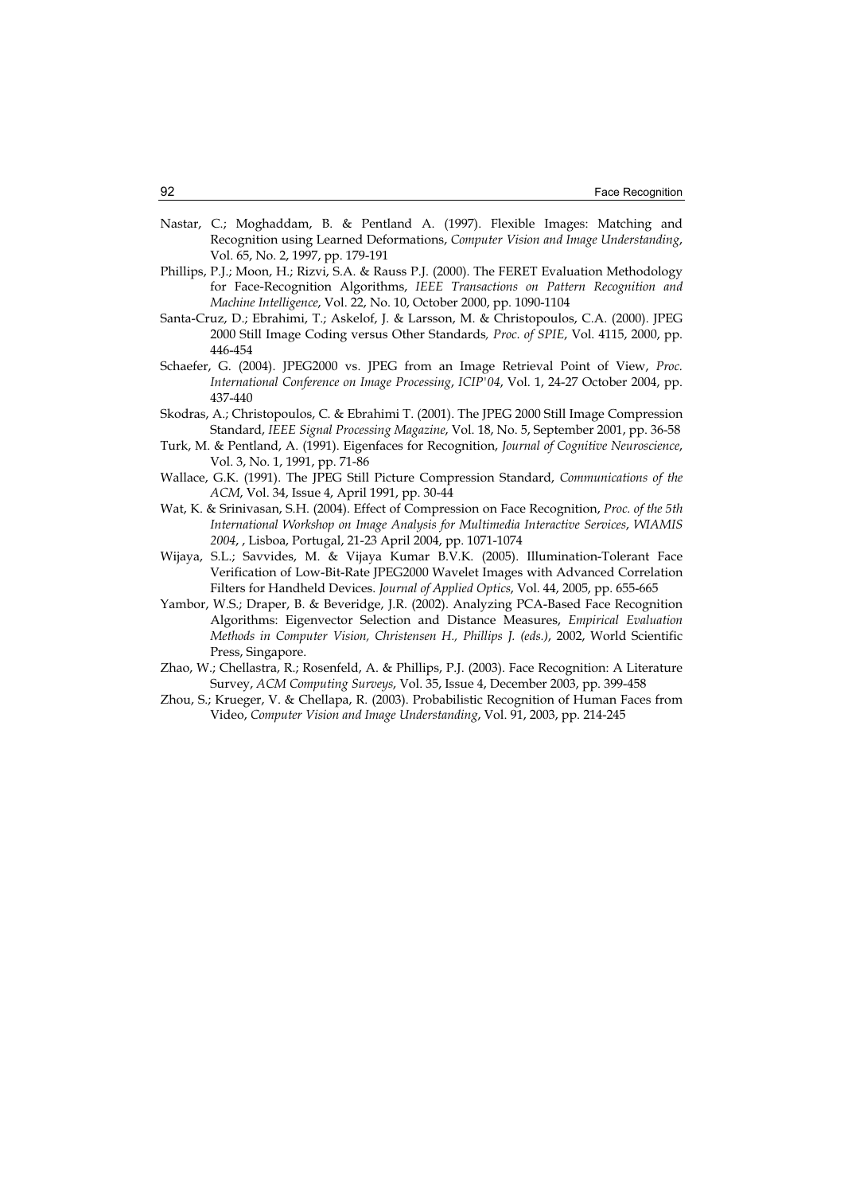Nastar, C.; Moghaddam, B. & Pentland A. (1997). Flexible Images: Matching and Recognition using Learned Deformations, *Computer Vision and Image Understanding*, Vol. 65, No. 2, 1997, pp. 179-191

Phillips, P.J.; Moon, H.; Rizvi, S.A. & Rauss P.J. (2000). The FERET Evaluation Methodology for Face-Recognition Algorithms, *IEEE Transactions on Pattern Recognition and Machine Intelligence*, Vol. 22, No. 10, October 2000, pp. 1090-1104

Santa-Cruz, D.; Ebrahimi, T.; Askelof, J. & Larsson, M. & Christopoulos, C.A. (2000). JPEG 2000 Still Image Coding versus Other Standards*, Proc. of SPIE*, Vol. 4115, 2000, pp. 446-454

Schaefer, G. (2004). JPEG2000 vs. JPEG from an Image Retrieval Point of View, *Proc. International Conference on Image Processing*, *ICIP'04*, Vol. 1, 24-27 October 2004, pp. 437-440

Skodras, A.; Christopoulos, C. & Ebrahimi T. (2001). The JPEG 2000 Still Image Compression Standard, *IEEE Signal Processing Magazine*, Vol. 18, No. 5, September 2001, pp. 36-58

Turk, M. & Pentland, A. (1991). Eigenfaces for Recognition, *Journal of Cognitive Neuroscience*, Vol. 3, No. 1, 1991, pp. 71-86

Wallace, G.K. (1991). The JPEG Still Picture Compression Standard, *Communications of the ACM*, Vol. 34, Issue 4, April 1991, pp. 30-44

Wat, K. & Srinivasan, S.H. (2004). Effect of Compression on Face Recognition, *Proc. of the 5th International Workshop on Image Analysis for Multimedia Interactive Services*, *WIAMIS 2004*, , Lisboa, Portugal, 21-23 April 2004, pp. 1071-1074

Wijaya, S.L.; Savvides, M. & Vijaya Kumar B.V.K. (2005). Illumination-Tolerant Face Verification of Low-Bit-Rate JPEG2000 Wavelet Images with Advanced Correlation Filters for Handheld Devices. *Journal of Applied Optics*, Vol. 44, 2005, pp. 655-665

Yambor, W.S.; Draper, B. & Beveridge, J.R. (2002). Analyzing PCA-Based Face Recognition Algorithms: Eigenvector Selection and Distance Measures, *Empirical Evaluation Methods in Computer Vision, Christensen H., Phillips J. (eds.)*, 2002, World Scientific Press, Singapore.

Zhao, W.; Chellastra, R.; Rosenfeld, A. & Phillips, P.J. (2003). Face Recognition: A Literature Survey, *ACM Computing Surveys*, Vol. 35, Issue 4, December 2003, pp. 399-458

Zhou, S.; Krueger, V. & Chellapa, R. (2003). Probabilistic Recognition of Human Faces from Video, *Computer Vision and Image Understanding*, Vol. 91, 2003, pp. 214-245